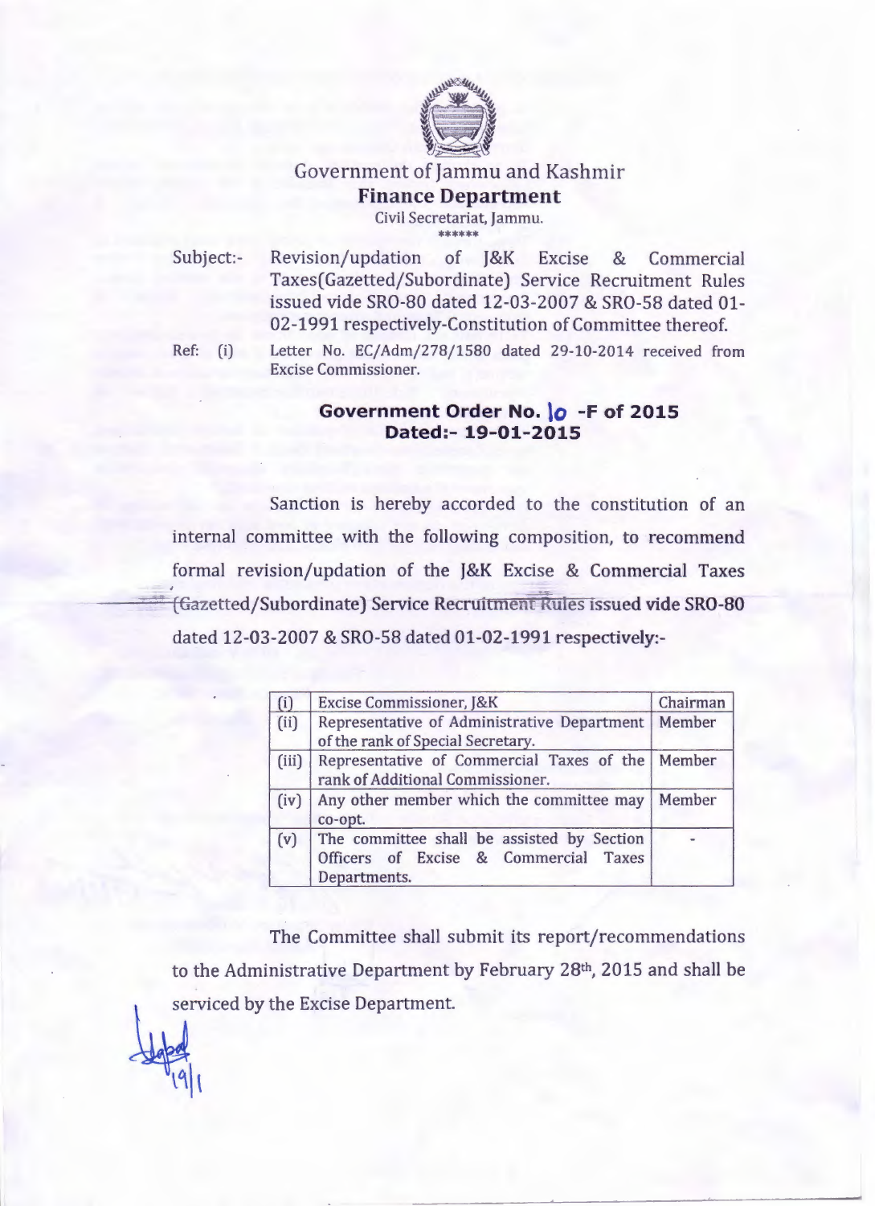# Government of Jammu and Kashmir

## Finance Department

Civil Secretariat, Jammu.

******

Subject:- Revision/updation of J&K Excise & Commercial Taxes(Gazetted/Subordinate) Service Recruitment Rules issued vide SRO-80 dated 12-03-2007 & SRO-58 dated 01-02-1991 respectively-Constitution of Committee thereof.

Ref: (i) Letter No. EC/Adm/278/1580 dated 29-10-2014 received from Excise Commissioner.

### Government Order No. 10 -F of 2015
### Dated:- 19-01-2015

Sanction is hereby accorded to the constitution of an internal committee with the following composition, to recommend formal revision/updation of the J&K Excise & Commercial Taxes (Gazetted/Subordinate) Service Recruitment Rules issued vide SRO-80 dated 12-03-2007 & SRO-58 dated 01-02-1991 respectively:-

| | | |
|---|---|---|
| (i) | Excise Commissioner, J&K | Chairman |
| (ii) | Representative of Administrative Department of the rank of Special Secretary. | Member |
| (iii) | Representative of Commercial Taxes of the rank of Additional Commissioner. | Member |
| (iv) | Any other member which the committee may co-opt. | Member |
| (v) | The committee shall be assisted by Section Officers of Excise & Commercial Taxes Departments. | - |

The Committee shall submit its report/recommendations to the Administrative Department by February 28th, 2015 and shall be serviced by the Excise Department.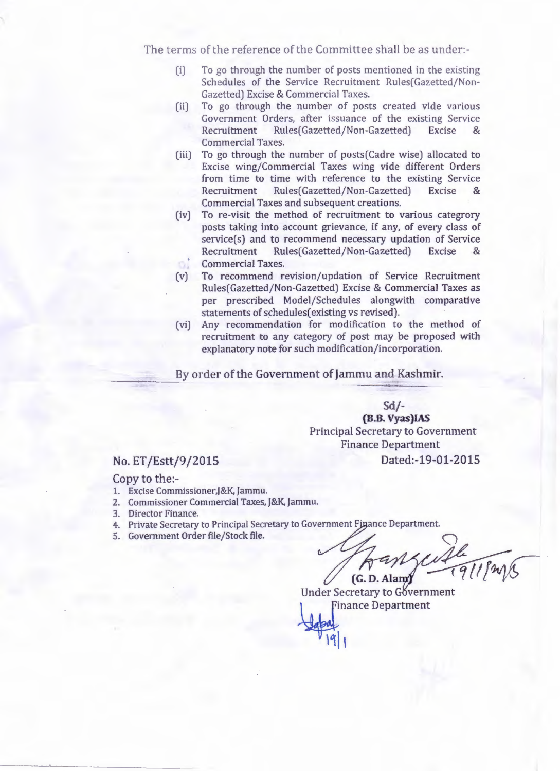The terms of the reference of the Committee shall be as under:-

- (i) To go through the number of posts mentioned in the existing Schedules of the Service Recruitment Rules(Gazetted/Non-Gazetted) Excise & Commercial Taxes.
- (ii) To go through the number of posts created vide various Government Orders, after issuance of the existing Service Recruitment Rules(Gazetted/Non-Gazetted) Excise & Commercial Taxes.
- (iii) To go through the number of posts(Cadre wise) allocated to Excise wing/Commercial Taxes wing vide different Orders from time to time with reference to the existing Service Recruitment Rules(Gazetted/Non-Gazetted) Excise & Commercial Taxes and subsequent creations.
- (iv) To re-visit the method of recruitment to various categrory posts taking into account grievance, if any, of every class of service(s) and to recommend necessary updation of Service Recruitment Rules(Gazetted/Non-Gazetted) Excise & Commercial Taxes.
- (v) To recommend revision/updation of Service Recruitment Rules(Gazetted/Non-Gazetted) Excise & Commercial Taxes as per prescribed Model/Schedules alongwith comparative statements of schedules(existing vs revised).
- (vi) Any recommendation for modification to the method of recruitment to any category of post may be proposed with explanatory note for such modification/incorporation.

By order of the Government of Jammu and Kashmir.

Sd/-
**(B.B. Vyas)IAS**
Principal Secretary to Government
Finance Department

No. ET/Estt/9/2015 Dated:-19-01-2015

Copy to the:-

1. Excise Commissioner,J&K, Jammu.
2. Commissioner Commercial Taxes, J&K, Jammu.
3. Director Finance.
4. Private Secretary to Principal Secretary to Government Finance Department.
5. Government Order file/Stock file.

19/1/2015

**(G. D. Alam)**
Under Secretary to Government
Finance Department